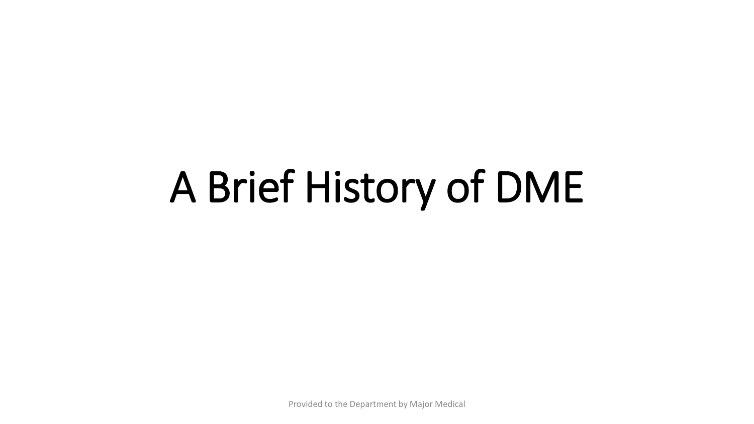# A Brief History of DME

Provided to the Department by Major Medical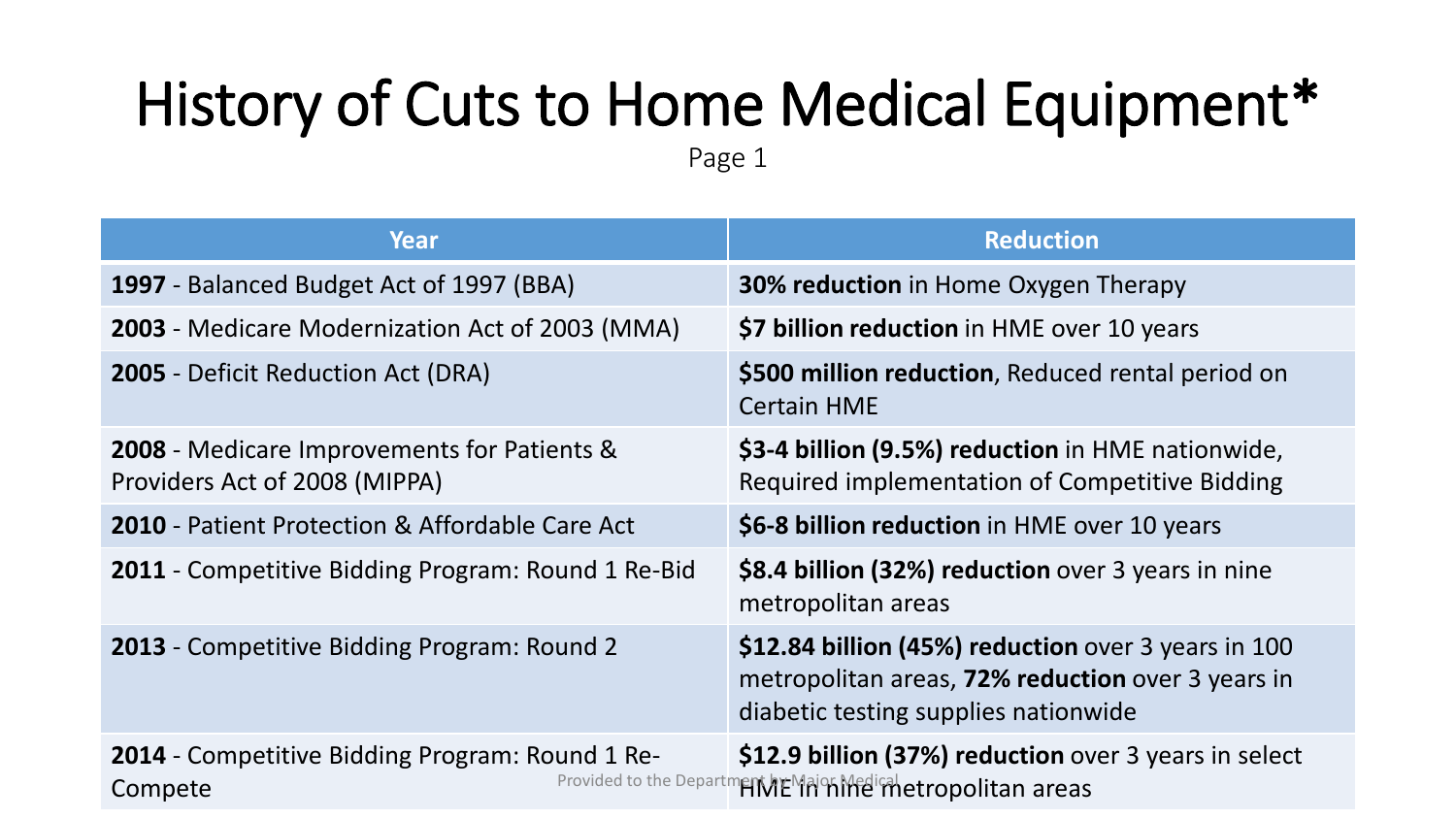# History of Cuts to Home Medical Equipment*

Page 1

| Year | Reduction |
|---|---|
| **1997** - Balanced Budget Act of 1997 (BBA) | **30% reduction** in Home Oxygen Therapy |
| **2003** - Medicare Modernization Act of 2003 (MMA) | **$7 billion reduction** in HME over 10 years |
| **2005** - Deficit Reduction Act (DRA) | **$500 million reduction**, Reduced rental period on Certain HME |
| **2008** - Medicare Improvements for Patients & Providers Act of 2008 (MIPPA) | **$3-4 billion (9.5%) reduction** in HME nationwide, Required implementation of Competitive Bidding |
| **2010** - Patient Protection & Affordable Care Act | **$6-8 billion reduction** in HME over 10 years |
| **2011** - Competitive Bidding Program: Round 1 Re-Bid | **$8.4 billion (32%) reduction** over 3 years in nine metropolitan areas |
| **2013** - Competitive Bidding Program: Round 2 | **$12.84 billion (45%) reduction** over 3 years in 100 metropolitan areas, **72% reduction** over 3 years in diabetic testing supplies nationwide |
| **2014** - Competitive Bidding Program: Round 1 Re-Compete | **$12.9 billion (37%) reduction** over 3 years in select HME in nine metropolitan areas |

Provided to the Department by Major Medical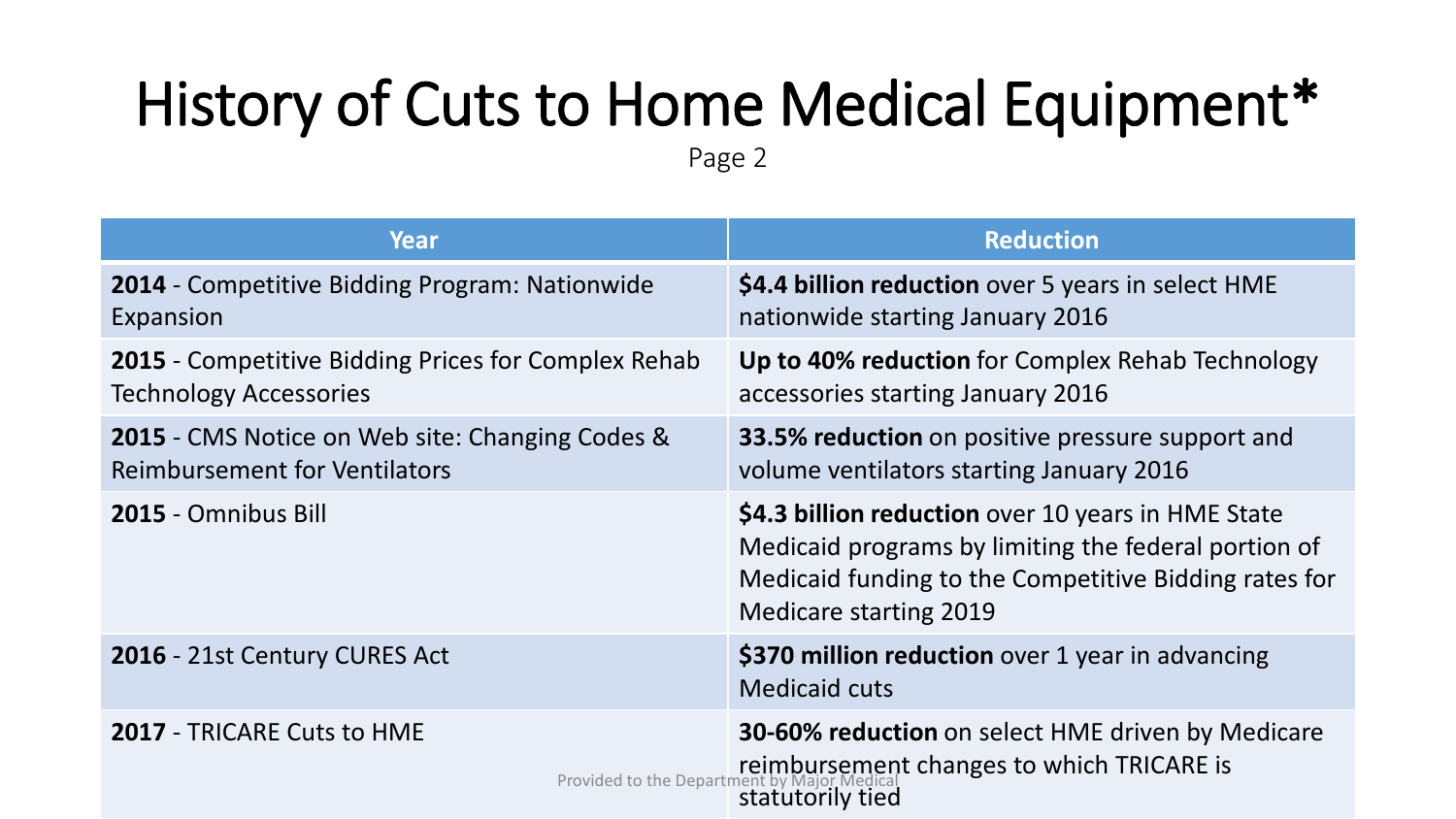# History of Cuts to Home Medical Equipment*

Page 2

| Year | Reduction |
| --- | --- |
| **2014** - Competitive Bidding Program: Nationwide Expansion | **$4.4 billion reduction** over 5 years in select HME nationwide starting January 2016 |
| **2015** - Competitive Bidding Prices for Complex Rehab Technology Accessories | **Up to 40% reduction** for Complex Rehab Technology accessories starting January 2016 |
| **2015** - CMS Notice on Web site: Changing Codes & Reimbursement for Ventilators | **33.5% reduction** on positive pressure support and volume ventilators starting January 2016 |
| **2015** - Omnibus Bill | **$4.3 billion reduction** over 10 years in HME State Medicaid programs by limiting the federal portion of Medicaid funding to the Competitive Bidding rates for Medicare starting 2019 |
| **2016** - 21st Century CURES Act | **$370 million reduction** over 1 year in advancing Medicaid cuts |
| **2017** - TRICARE Cuts to HME | **30-60% reduction** on select HME driven by Medicare reimbursement changes to which TRICARE is statutorily tied |

Provided to the Department by Major Medical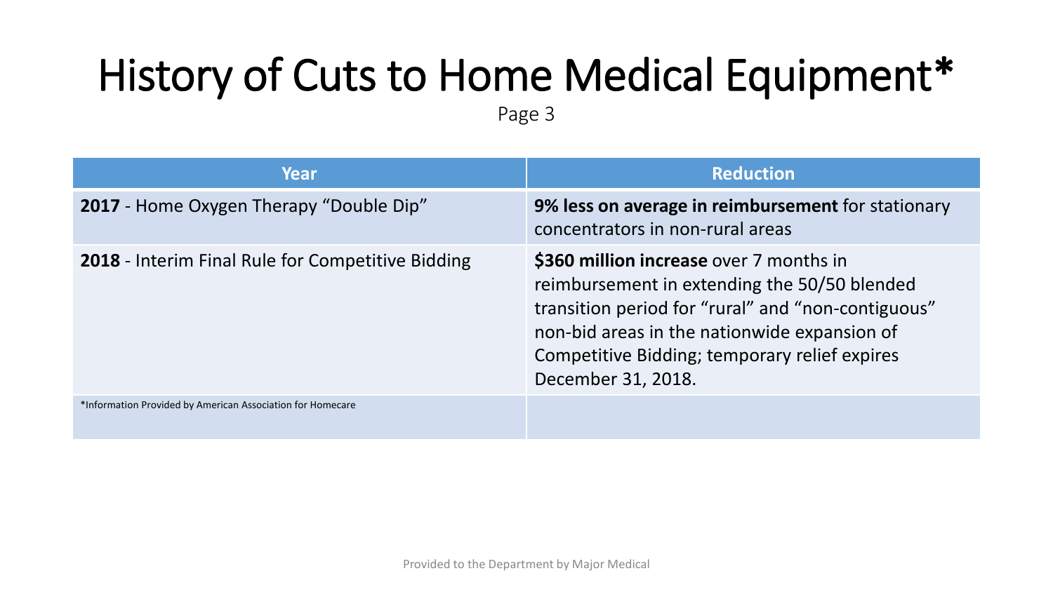# History of Cuts to Home Medical Equipment*

Page 3

| Year | Reduction |
|---|---|
| **2017** - Home Oxygen Therapy "Double Dip" | **9% less on average in reimbursement** for stationary concentrators in non-rural areas |
| **2018** - Interim Final Rule for Competitive Bidding | **$360 million increase** over 7 months in reimbursement in extending the 50/50 blended transition period for "rural" and "non-contiguous" non-bid areas in the nationwide expansion of Competitive Bidding; temporary relief expires December 31, 2018. |
| *Information Provided by American Association for Homecare | |

Provided to the Department by Major Medical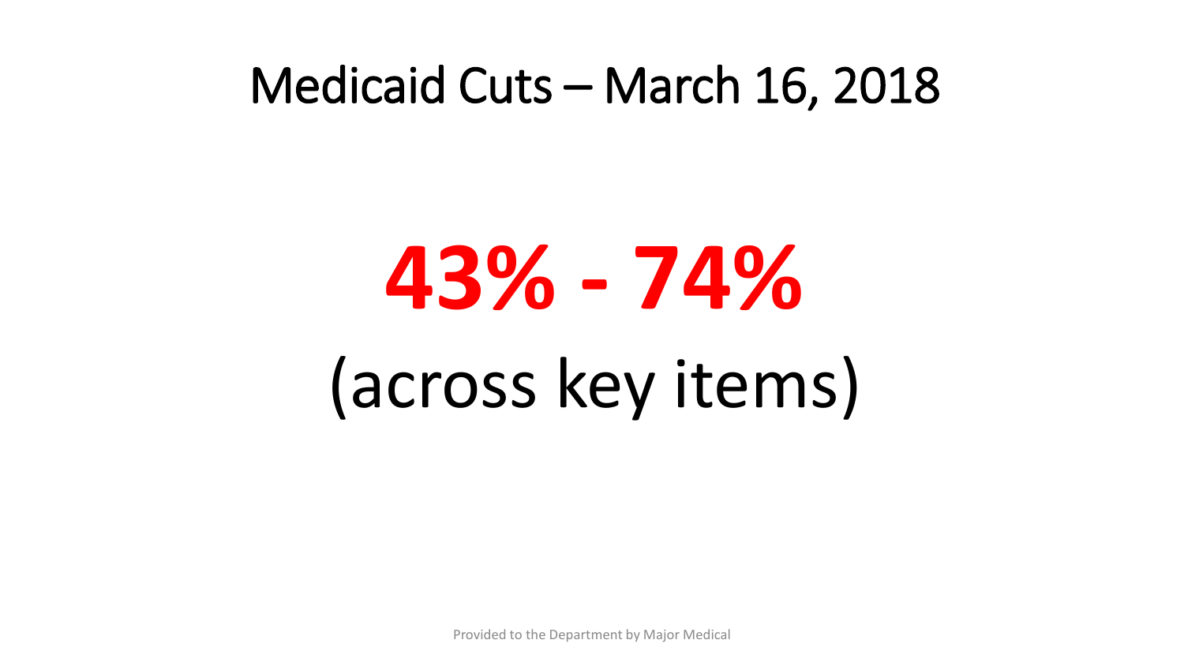# Medicaid Cuts – March 16, 2018

**43% - 74%**

(across key items)

Provided to the Department by Major Medical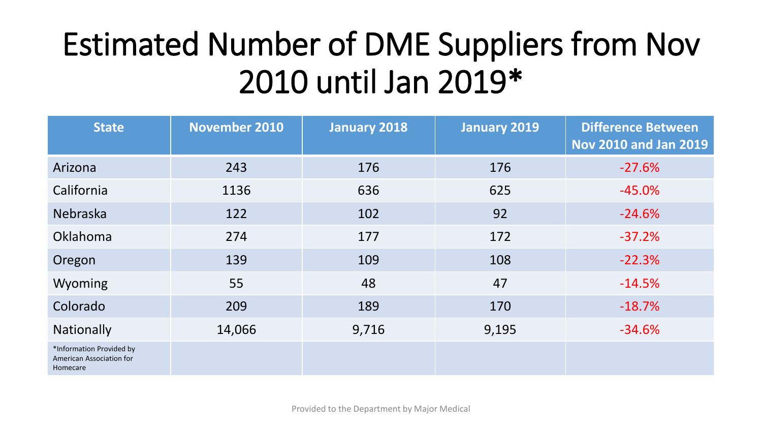# Estimated Number of DME Suppliers from Nov 2010 until Jan 2019*

| State | November 2010 | January 2018 | January 2019 | Difference Between Nov 2010 and Jan 2019 |
|---|---|---|---|---|
| Arizona | 243 | 176 | 176 | -27.6% |
| California | 1136 | 636 | 625 | -45.0% |
| Nebraska | 122 | 102 | 92 | -24.6% |
| Oklahoma | 274 | 177 | 172 | -37.2% |
| Oregon | 139 | 109 | 108 | -22.3% |
| Wyoming | 55 | 48 | 47 | -14.5% |
| Colorado | 209 | 189 | 170 | -18.7% |
| Nationally | 14,066 | 9,716 | 9,195 | -34.6% |
| *Information Provided by American Association for Homecare | | | | |

Provided to the Department by Major Medical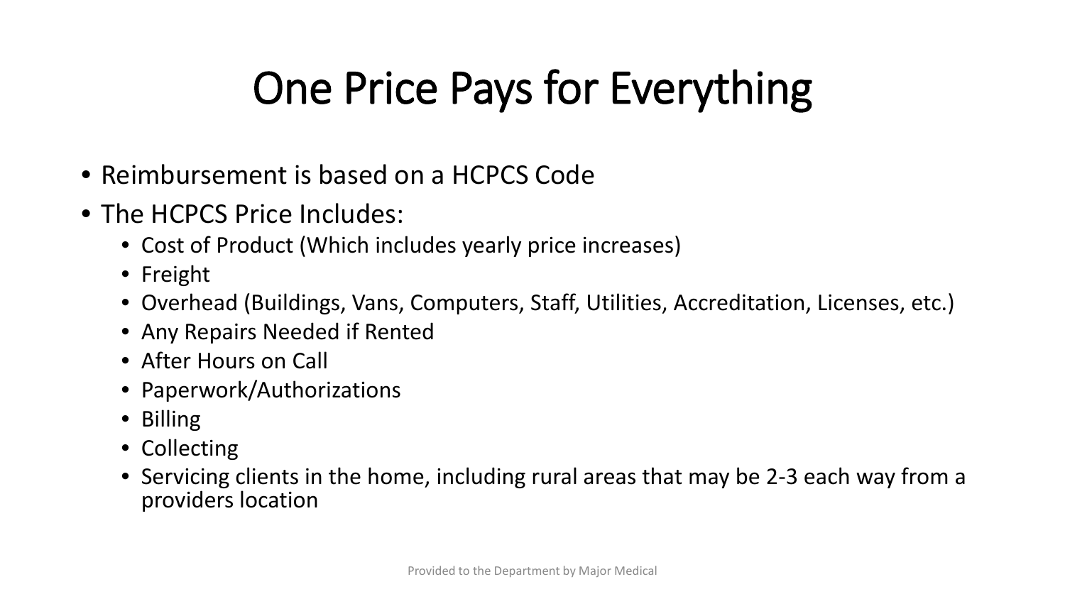# One Price Pays for Everything

- Reimbursement is based on a HCPCS Code
- The HCPCS Price Includes:
  - Cost of Product (Which includes yearly price increases)
  - Freight
  - Overhead (Buildings, Vans, Computers, Staff, Utilities, Accreditation, Licenses, etc.)
  - Any Repairs Needed if Rented
  - After Hours on Call
  - Paperwork/Authorizations
  - Billing
  - Collecting
  - Servicing clients in the home, including rural areas that may be 2-3 each way from a providers location

Provided to the Department by Major Medical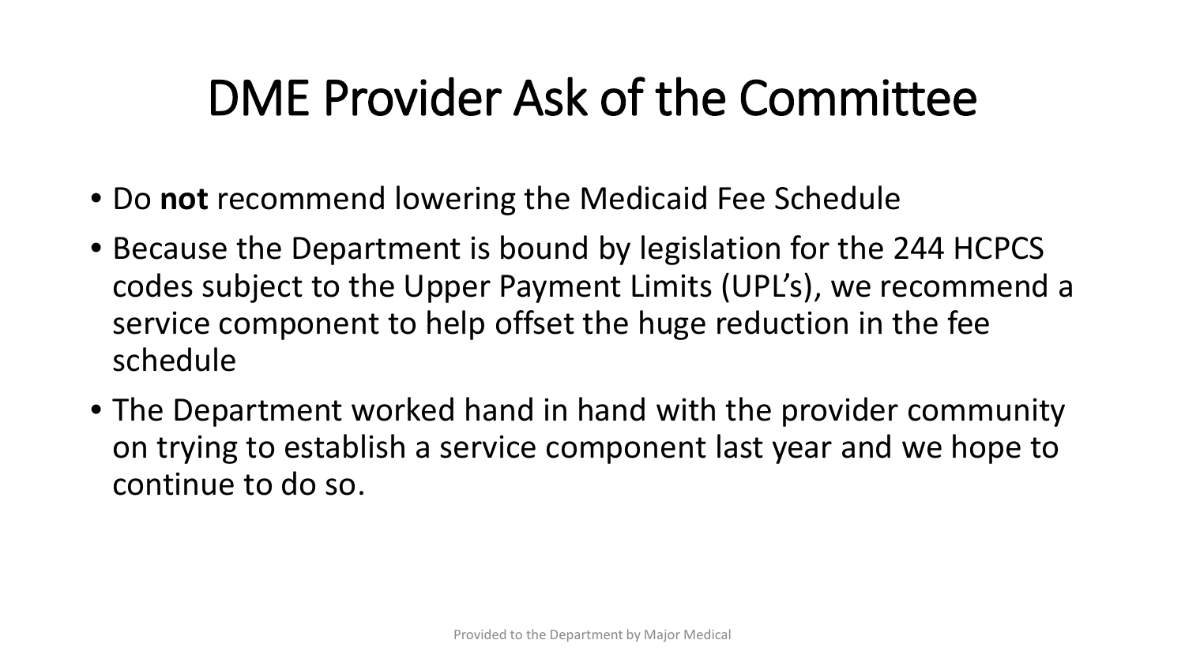# DME Provider Ask of the Committee

- Do **not** recommend lowering the Medicaid Fee Schedule
- Because the Department is bound by legislation for the 244 HCPCS codes subject to the Upper Payment Limits (UPL's), we recommend a service component to help offset the huge reduction in the fee schedule
- The Department worked hand in hand with the provider community on trying to establish a service component last year and we hope to continue to do so.

Provided to the Department by Major Medical